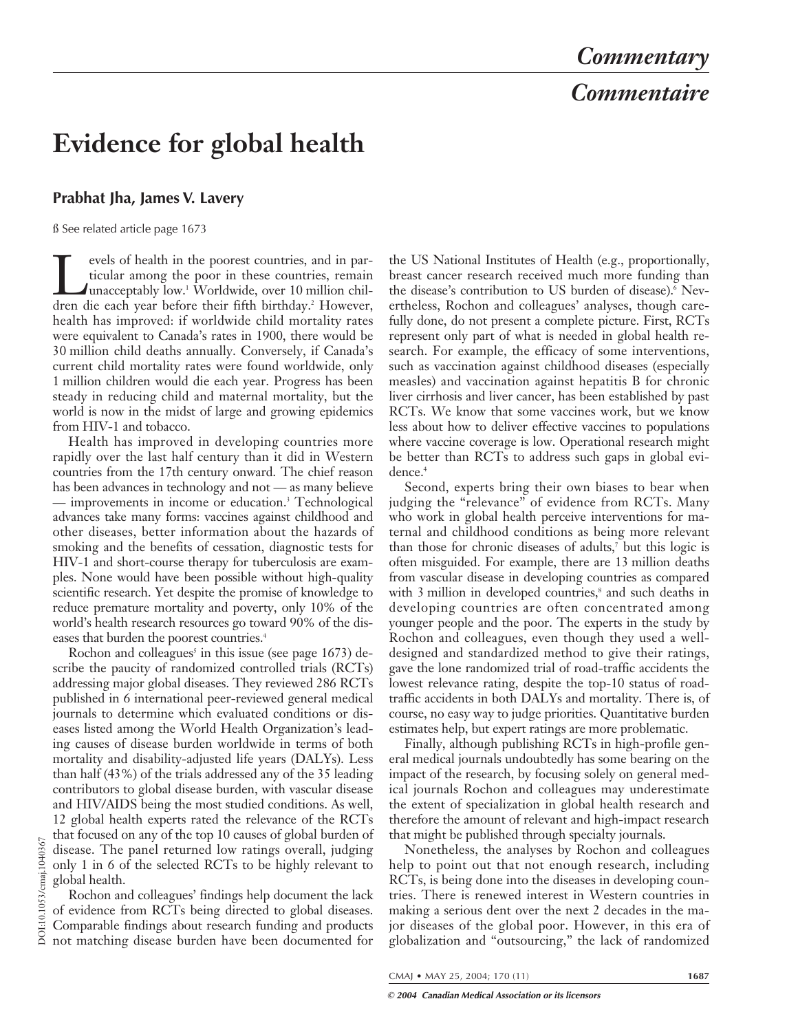# Commentary

# Commentaire

# Evidence for global health

**Prabhat Jha, James V. Lavery**

ß See related article page 1673

Levels of health in the poorest countries, and in particular among the poor in these countries, remain unacceptably low.[1] Worldwide, over 10 million children die each year before their fifth birthday.[2] However, health has improved: if worldwide child mortality rates were equivalent to Canada's rates in 1900, there would be 30 million child deaths annually. Conversely, if Canada's current child mortality rates were found worldwide, only 1 million children would die each year. Progress has been steady in reducing child and maternal mortality, but the world is now in the midst of large and growing epidemics from HIV-1 and tobacco.

Health has improved in developing countries more rapidly over the last half century than it did in Western countries from the 17th century onward. The chief reason has been advances in technology and not — as many believe — improvements in income or education.[3] Technological advances take many forms: vaccines against childhood and other diseases, better information about the hazards of smoking and the benefits of cessation, diagnostic tests for HIV-1 and short-course therapy for tuberculosis are examples. None would have been possible without high-quality scientific research. Yet despite the promise of knowledge to reduce premature mortality and poverty, only 10% of the world's health research resources go toward 90% of the diseases that burden the poorest countries.[4]

Rochon and colleagues[5] in this issue (see page 1673) describe the paucity of randomized controlled trials (RCTs) addressing major global diseases. They reviewed 286 RCTs published in 6 international peer-reviewed general medical journals to determine which evaluated conditions or diseases listed among the World Health Organization's leading causes of disease burden worldwide in terms of both mortality and disability-adjusted life years (DALYs). Less than half (43%) of the trials addressed any of the 35 leading contributors to global disease burden, with vascular disease and HIV/AIDS being the most studied conditions. As well, 12 global health experts rated the relevance of the RCTs that focused on any of the top 10 causes of global burden of disease. The panel returned low ratings overall, judging only 1 in 6 of the selected RCTs to be highly relevant to global health.

Rochon and colleagues' findings help document the lack of evidence from RCTs being directed to global diseases. Comparable findings about research funding and products not matching disease burden have been documented for the US National Institutes of Health (e.g., proportionally, breast cancer research received much more funding than the disease's contribution to US burden of disease).[6] Nevertheless, Rochon and colleagues' analyses, though carefully done, do not present a complete picture. First, RCTs represent only part of what is needed in global health research. For example, the efficacy of some interventions, such as vaccination against childhood diseases (especially measles) and vaccination against hepatitis B for chronic liver cirrhosis and liver cancer, has been established by past RCTs. We know that some vaccines work, but we know less about how to deliver effective vaccines to populations where vaccine coverage is low. Operational research might be better than RCTs to address such gaps in global evidence.[4]

Second, experts bring their own biases to bear when judging the "relevance" of evidence from RCTs. Many who work in global health perceive interventions for maternal and childhood conditions as being more relevant than those for chronic diseases of adults,[7] but this logic is often misguided. For example, there are 13 million deaths from vascular disease in developing countries as compared with 3 million in developed countries,[8] and such deaths in developing countries are often concentrated among younger people and the poor. The experts in the study by Rochon and colleagues, even though they used a well-designed and standardized method to give their ratings, gave the lone randomized trial of road-traffic accidents the lowest relevance rating, despite the top-10 status of road-traffic accidents in both DALYs and mortality. There is, of course, no easy way to judge priorities. Quantitative burden estimates help, but expert ratings are more problematic.

Finally, although publishing RCTs in high-profile general medical journals undoubtedly has some bearing on the impact of the research, by focusing solely on general medical journals Rochon and colleagues may underestimate the extent of specialization in global health research and therefore the amount of relevant and high-impact research that might be published through specialty journals.

Nonetheless, the analyses by Rochon and colleagues help to point out that not enough research, including RCTs, is being done into the diseases in developing countries. There is renewed interest in Western countries in making a serious dent over the next 2 decades in the major diseases of the global poor. However, in this era of globalization and "outsourcing," the lack of randomized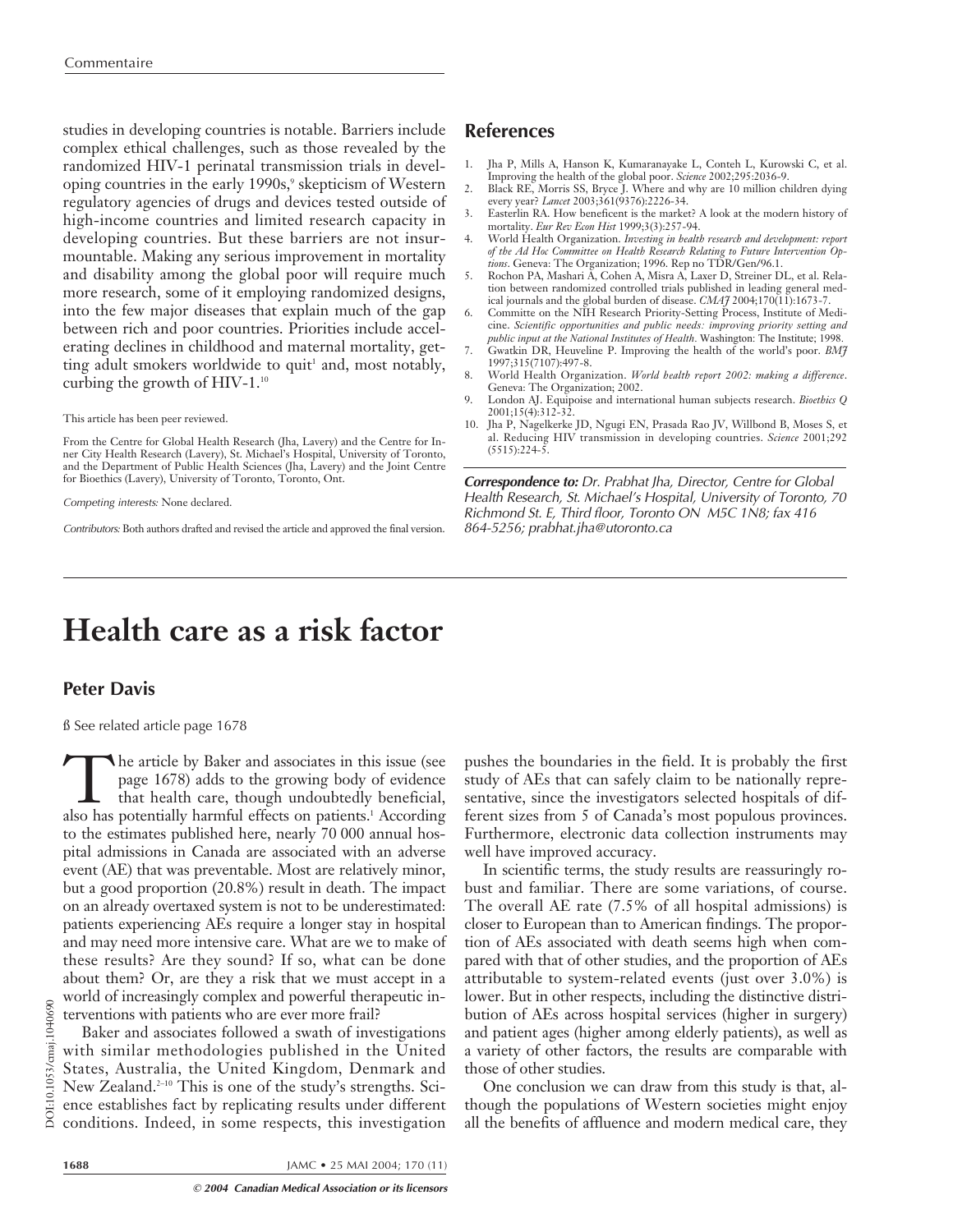studies in developing countries is notable. Barriers include complex ethical challenges, such as those revealed by the randomized HIV-1 perinatal transmission trials in developing countries in the early 1990s,[9] skepticism of Western regulatory agencies of drugs and devices tested outside of high-income countries and limited research capacity in developing countries. But these barriers are not insurmountable. Making any serious improvement in mortality and disability among the global poor will require much more research, some of it employing randomized designs, into the few major diseases that explain much of the gap between rich and poor countries. Priorities include accelerating declines in childhood and maternal mortality, getting adult smokers worldwide to quit[1] and, most notably, curbing the growth of HIV-1.[10]

This article has been peer reviewed.

From the Centre for Global Health Research (Jha, Lavery) and the Centre for Inner City Health Research (Lavery), St. Michael's Hospital, University of Toronto, and the Department of Public Health Sciences (Jha, Lavery) and the Joint Centre for Bioethics (Lavery), University of Toronto, Toronto, Ont.

*Competing interests:* None declared.

*Contributors:* Both authors drafted and revised the article and approved the final version.

## References

1. Jha P, Mills A, Hanson K, Kumaranayake L, Conteh L, Kurowski C, et al. Improving the health of the global poor. *Science* 2002;295:2036-9.
2. Black RE, Morris SS, Bryce J. Where and why are 10 million children dying every year? *Lancet* 2003;361(9376):2226-34.
3. Easterlin RA. How beneficent is the market? A look at the modern history of mortality. *Eur Rev Econ Hist* 1999;3(3):257-94.
4. World Health Organization. *Investing in health research and development: report of the Ad Hoc Committee on Health Research Relating to Future Intervention Options*. Geneva: The Organization; 1996. Rep no TDR/Gen/96.1.
5. Rochon PA, Mashari A, Cohen A, Misra A, Laxer D, Streiner DL, et al. Relation between randomized controlled trials published in leading general medical journals and the global burden of disease. *CMAJ* 2004;170(11):1673-7.
6. Committe on the NIH Research Priority-Setting Process, Institute of Medicine. *Scientific opportunities and public needs: improving priority setting and public input at the National Institutes of Health*. Washington: The Institute; 1998.
7. Gwatkin DR, Heuveline P. Improving the health of the world's poor. *BMJ* 1997;315(7107):497-8.
8. World Health Organization. *World health report 2002: making a difference*. Geneva: The Organization; 2002.
9. London AJ. Equipoise and international human subjects research. *Bioethics Q* 2001;15(4):312-32.
10. Jha P, Nagelkerke JD, Ngugi EN, Prasada Rao JV, Willbond B, Moses S, et al. Reducing HIV transmission in developing countries. *Science* 2001;292(5515):224-5.

***Correspondence to:*** *Dr. Prabhat Jha, Director, Centre for Global Health Research, St. Michael's Hospital, University of Toronto, 70 Richmond St. E, Third floor, Toronto ON M5C 1N8; fax 416 864-5256; prabhat.jha@utoronto.ca*

# Health care as a risk factor

## Peter Davis

ß See related article page 1678

The article by Baker and associates in this issue (see page 1678) adds to the growing body of evidence that health care, though undoubtedly beneficial, also has potentially harmful effects on patients.[1] According to the estimates published here, nearly 70 000 annual hospital admissions in Canada are associated with an adverse event (AE) that was preventable. Most are relatively minor, but a good proportion (20.8%) result in death. The impact on an already overtaxed system is not to be underestimated: patients experiencing AEs require a longer stay in hospital and may need more intensive care. What are we to make of these results? Are they sound? If so, what can be done about them? Or, are they a risk that we must accept in a world of increasingly complex and powerful therapeutic interventions with patients who are ever more frail?

DOI:10.1053/cmaj.1040690

Baker and associates followed a swath of investigations with similar methodologies published in the United States, Australia, the United Kingdom, Denmark and New Zealand.[2–10] This is one of the study's strengths. Science establishes fact by replicating results under different conditions. Indeed, in some respects, this investigation pushes the boundaries in the field. It is probably the first study of AEs that can safely claim to be nationally representative, since the investigators selected hospitals of different sizes from 5 of Canada's most populous provinces. Furthermore, electronic data collection instruments may well have improved accuracy.

In scientific terms, the study results are reassuringly robust and familiar. There are some variations, of course. The overall AE rate (7.5% of all hospital admissions) is closer to European than to American findings. The proportion of AEs associated with death seems high when compared with that of other studies, and the proportion of AEs attributable to system-related events (just over 3.0%) is lower. But in other respects, including the distinctive distribution of AEs across hospital services (higher in surgery) and patient ages (higher among elderly patients), as well as a variety of other factors, the results are comparable with those of other studies.

One conclusion we can draw from this study is that, although the populations of Western societies might enjoy all the benefits of affluence and modern medical care, they

© 2004 Canadian Medical Association or its licensors